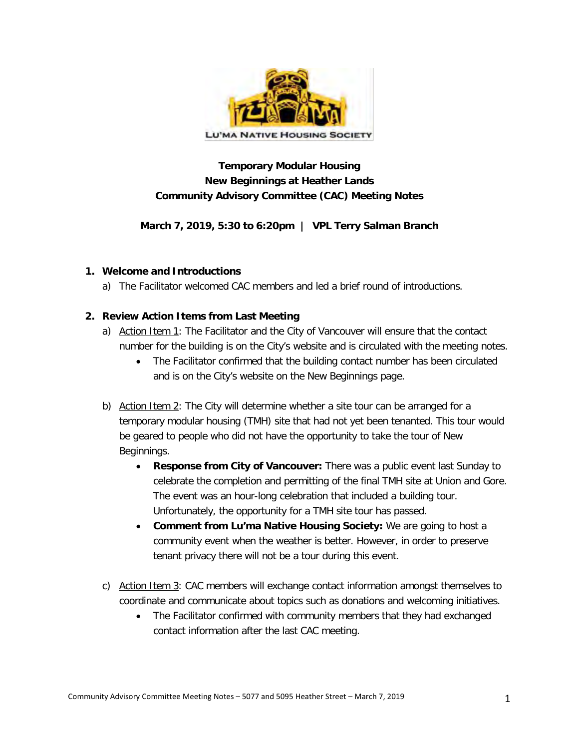LU'MA NATIVE HOUSING SOCIETY

**Temporary Modular Housing**
**New Beginnings at Heather Lands**
**Community Advisory Committee (CAC) Meeting Notes**

**March 7, 2019, 5:30 to 6:20pm | VPL Terry Salman Branch**

## 1. Welcome and Introductions

a) The Facilitator welcomed CAC members and led a brief round of introductions.

## 2. Review Action Items from Last Meeting

a) Action Item 1: The Facilitator and the City of Vancouver will ensure that the contact number for the building is on the City's website and is circulated with the meeting notes.

- The Facilitator confirmed that the building contact number has been circulated and is on the City's website on the New Beginnings page.

b) Action Item 2: The City will determine whether a site tour can be arranged for a temporary modular housing (TMH) site that had not yet been tenanted. This tour would be geared to people who did not have the opportunity to take the tour of New Beginnings.

- **Response from City of Vancouver:** There was a public event last Sunday to celebrate the completion and permitting of the final TMH site at Union and Gore. The event was an hour-long celebration that included a building tour. Unfortunately, the opportunity for a TMH site tour has passed.
- **Comment from Lu'ma Native Housing Society:** We are going to host a community event when the weather is better. However, in order to preserve tenant privacy there will not be a tour during this event.

c) Action Item 3: CAC members will exchange contact information amongst themselves to coordinate and communicate about topics such as donations and welcoming initiatives.

- The Facilitator confirmed with community members that they had exchanged contact information after the last CAC meeting.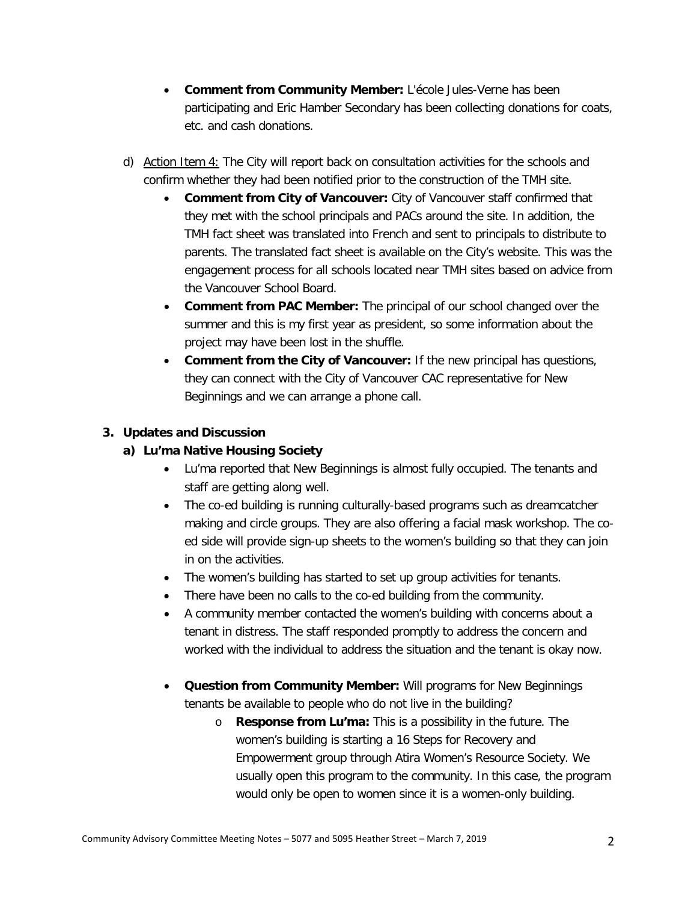- **Comment from Community Member:** L'école Jules-Verne has been participating and Eric Hamber Secondary has been collecting donations for coats, etc. and cash donations.

d) Action Item 4: The City will report back on consultation activities for the schools and confirm whether they had been notified prior to the construction of the TMH site.

- **Comment from City of Vancouver:** City of Vancouver staff confirmed that they met with the school principals and PACs around the site. In addition, the TMH fact sheet was translated into French and sent to principals to distribute to parents. The translated fact sheet is available on the City's website. This was the engagement process for all schools located near TMH sites based on advice from the Vancouver School Board.
- **Comment from PAC Member:** The principal of our school changed over the summer and this is my first year as president, so some information about the project may have been lost in the shuffle.
- **Comment from the City of Vancouver:** If the new principal has questions, they can connect with the City of Vancouver CAC representative for New Beginnings and we can arrange a phone call.

## 3. Updates and Discussion

### a) Lu'ma Native Housing Society

- Lu'ma reported that New Beginnings is almost fully occupied. The tenants and staff are getting along well.
- The co-ed building is running culturally-based programs such as dreamcatcher making and circle groups. They are also offering a facial mask workshop. The co-ed side will provide sign-up sheets to the women's building so that they can join in on the activities.
- The women's building has started to set up group activities for tenants.
- There have been no calls to the co-ed building from the community.
- A community member contacted the women's building with concerns about a tenant in distress. The staff responded promptly to address the concern and worked with the individual to address the situation and the tenant is okay now.

- **Question from Community Member:** Will programs for New Beginnings tenants be available to people who do not live in the building?
  - **Response from Lu'ma:** This is a possibility in the future. The women's building is starting a 16 Steps for Recovery and Empowerment group through Atira Women's Resource Society. We usually open this program to the community. In this case, the program would only be open to women since it is a women-only building.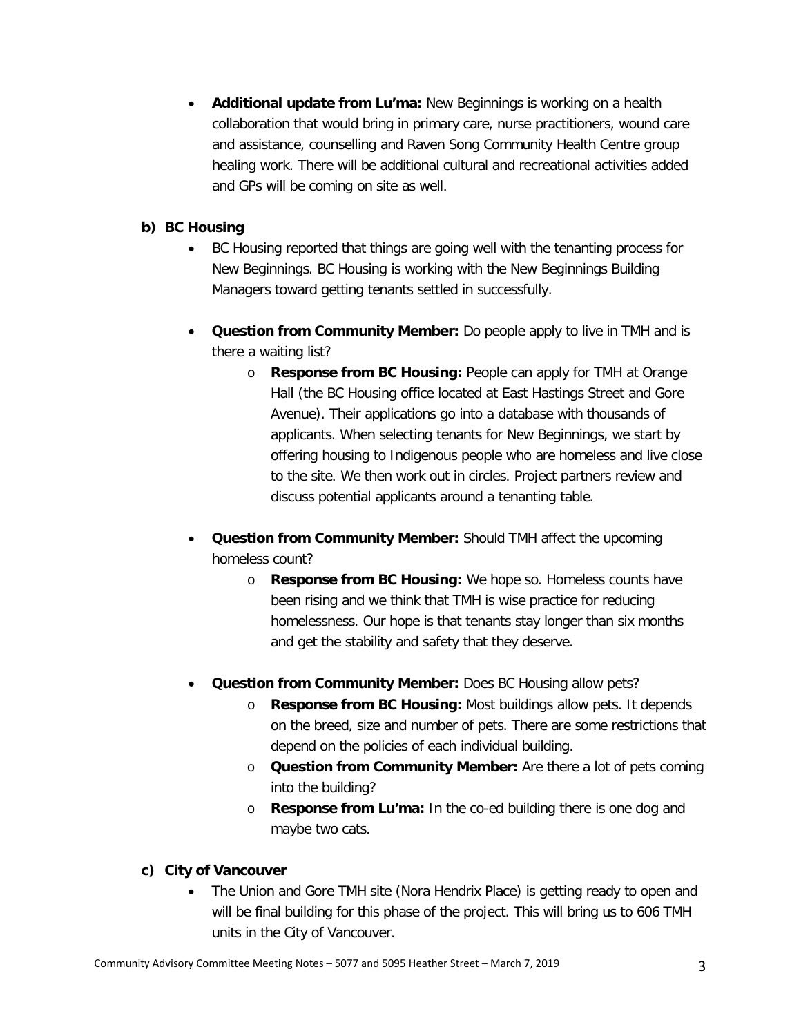- **Additional update from Lu'ma:** New Beginnings is working on a health collaboration that would bring in primary care, nurse practitioners, wound care and assistance, counselling and Raven Song Community Health Centre group healing work. There will be additional cultural and recreational activities added and GPs will be coming on site as well.

**b) BC Housing**

- BC Housing reported that things are going well with the tenanting process for New Beginnings. BC Housing is working with the New Beginnings Building Managers toward getting tenants settled in successfully.

- **Question from Community Member:** Do people apply to live in TMH and is there a waiting list?
  - **Response from BC Housing:** People can apply for TMH at Orange Hall (the BC Housing office located at East Hastings Street and Gore Avenue). Their applications go into a database with thousands of applicants. When selecting tenants for New Beginnings, we start by offering housing to Indigenous people who are homeless and live close to the site. We then work out in circles. Project partners review and discuss potential applicants around a tenanting table.

- **Question from Community Member:** Should TMH affect the upcoming homeless count?
  - **Response from BC Housing:** We hope so. Homeless counts have been rising and we think that TMH is wise practice for reducing homelessness. Our hope is that tenants stay longer than six months and get the stability and safety that they deserve.

- **Question from Community Member:** Does BC Housing allow pets?
  - **Response from BC Housing:** Most buildings allow pets. It depends on the breed, size and number of pets. There are some restrictions that depend on the policies of each individual building.
  - **Question from Community Member:** Are there a lot of pets coming into the building?
  - **Response from Lu'ma:** In the co-ed building there is one dog and maybe two cats.

**c) City of Vancouver**

- The Union and Gore TMH site (Nora Hendrix Place) is getting ready to open and will be final building for this phase of the project. This will bring us to 606 TMH units in the City of Vancouver.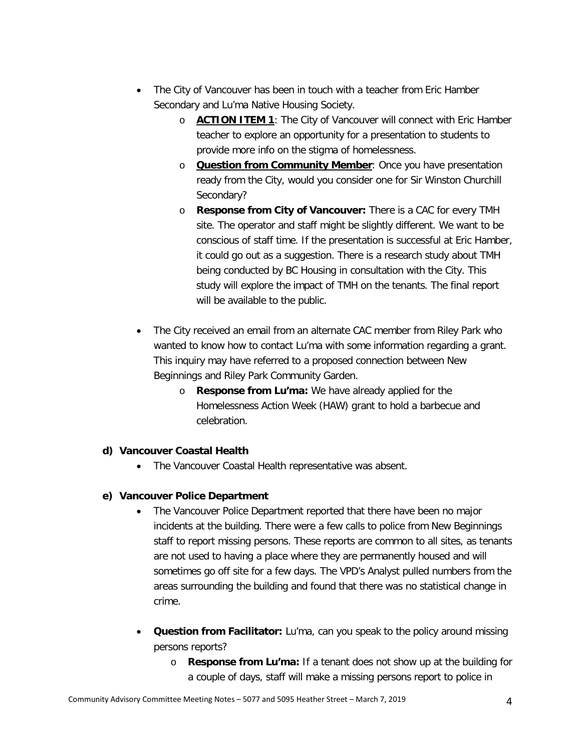- The City of Vancouver has been in touch with a teacher from Eric Hamber Secondary and Lu'ma Native Housing Society.
    - **ACTION ITEM 1**: The City of Vancouver will connect with Eric Hamber teacher to explore an opportunity for a presentation to students to provide more info on the stigma of homelessness.
    - **Question from Community Member**: Once you have presentation ready from the City, would you consider one for Sir Winston Churchill Secondary?
    - **Response from City of Vancouver:** There is a CAC for every TMH site. The operator and staff might be slightly different. We want to be conscious of staff time. If the presentation is successful at Eric Hamber, it could go out as a suggestion. There is a research study about TMH being conducted by BC Housing in consultation with the City. This study will explore the impact of TMH on the tenants. The final report will be available to the public.

- The City received an email from an alternate CAC member from Riley Park who wanted to know how to contact Lu'ma with some information regarding a grant. This inquiry may have referred to a proposed connection between New Beginnings and Riley Park Community Garden.
    - **Response from Lu'ma:** We have already applied for the Homelessness Action Week (HAW) grant to hold a barbecue and celebration.

**d) Vancouver Coastal Health**

- The Vancouver Coastal Health representative was absent.

**e) Vancouver Police Department**

- The Vancouver Police Department reported that there have been no major incidents at the building. There were a few calls to police from New Beginnings staff to report missing persons. These reports are common to all sites, as tenants are not used to having a place where they are permanently housed and will sometimes go off site for a few days. The VPD's Analyst pulled numbers from the areas surrounding the building and found that there was no statistical change in crime.

- **Question from Facilitator:** Lu'ma, can you speak to the policy around missing persons reports?
    - **Response from Lu'ma:** If a tenant does not show up at the building for a couple of days, staff will make a missing persons report to police in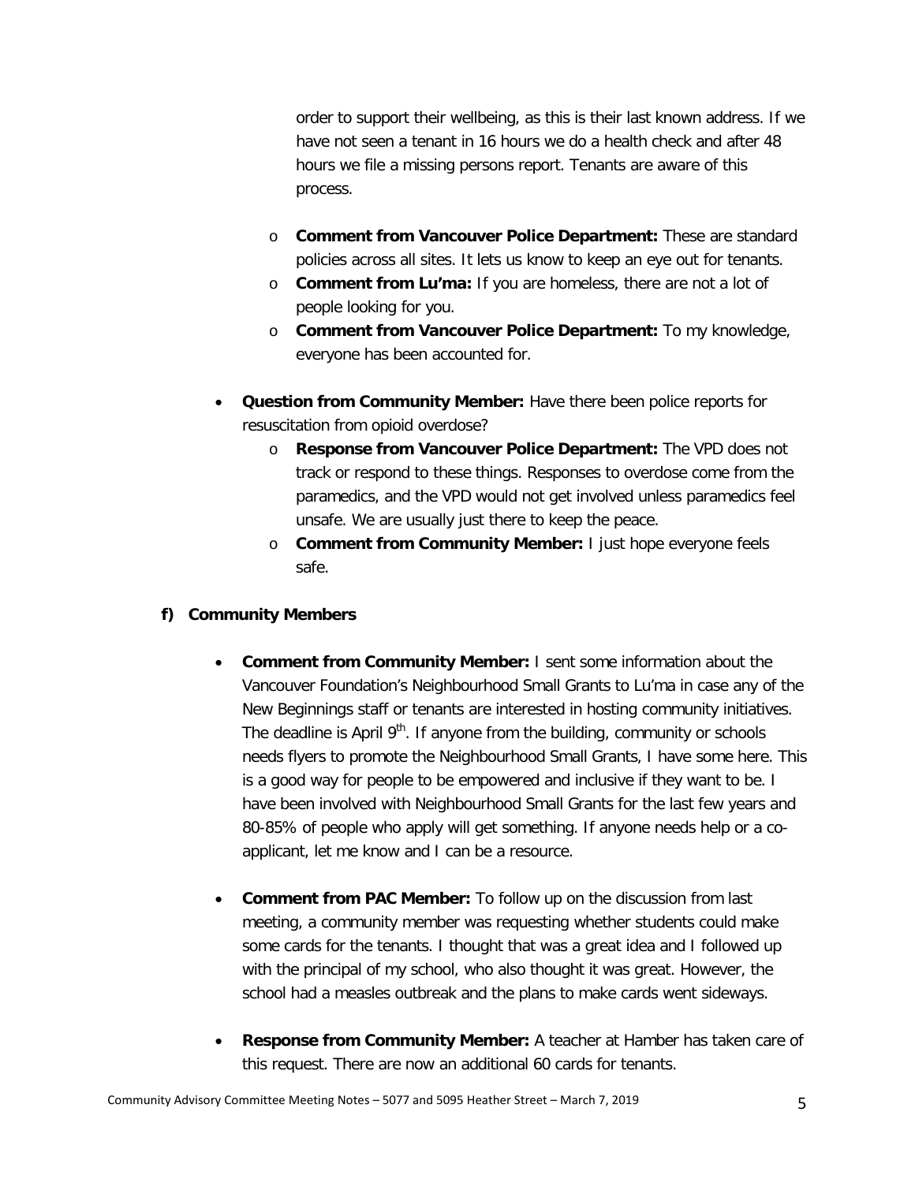order to support their wellbeing, as this is their last known address. If we have not seen a tenant in 16 hours we do a health check and after 48 hours we file a missing persons report. Tenants are aware of this process.

  - **Comment from Vancouver Police Department:** These are standard policies across all sites. It lets us know to keep an eye out for tenants.
  - **Comment from Lu'ma:** If you are homeless, there are not a lot of people looking for you.
  - **Comment from Vancouver Police Department:** To my knowledge, everyone has been accounted for.

- **Question from Community Member:** Have there been police reports for resuscitation from opioid overdose?
  - **Response from Vancouver Police Department:** The VPD does not track or respond to these things. Responses to overdose come from the paramedics, and the VPD would not get involved unless paramedics feel unsafe. We are usually just there to keep the peace.
  - **Comment from Community Member:** I just hope everyone feels safe.

### f) Community Members

- **Comment from Community Member:** I sent some information about the Vancouver Foundation's Neighbourhood Small Grants to Lu'ma in case any of the New Beginnings staff or tenants are interested in hosting community initiatives. The deadline is April 9th. If anyone from the building, community or schools needs flyers to promote the Neighbourhood Small Grants, I have some here. This is a good way for people to be empowered and inclusive if they want to be. I have been involved with Neighbourhood Small Grants for the last few years and 80-85% of people who apply will get something. If anyone needs help or a co-applicant, let me know and I can be a resource.

- **Comment from PAC Member:** To follow up on the discussion from last meeting, a community member was requesting whether students could make some cards for the tenants. I thought that was a great idea and I followed up with the principal of my school, who also thought it was great. However, the school had a measles outbreak and the plans to make cards went sideways.

- **Response from Community Member:** A teacher at Hamber has taken care of this request. There are now an additional 60 cards for tenants.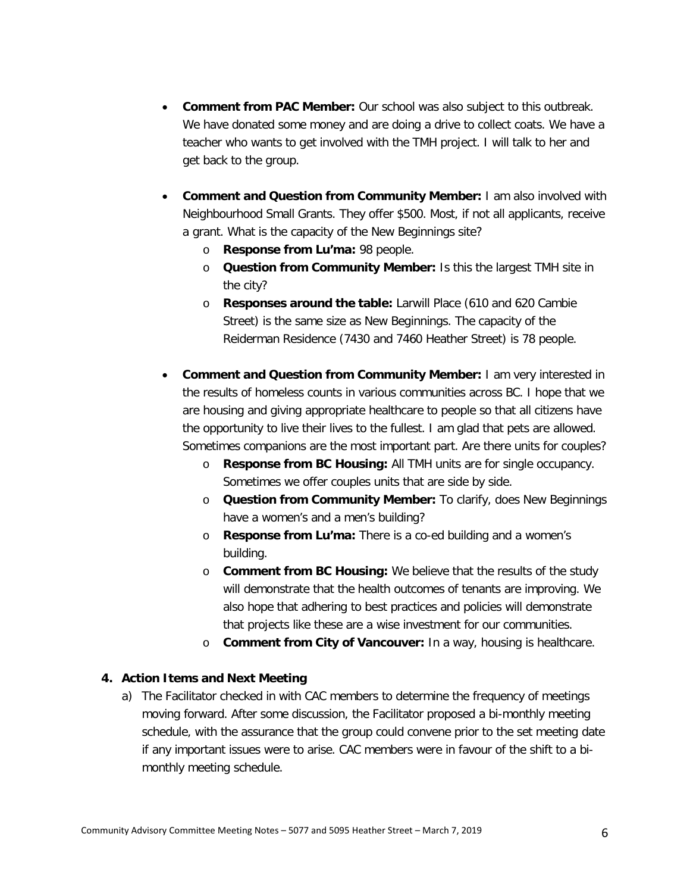- **Comment from PAC Member:** Our school was also subject to this outbreak. We have donated some money and are doing a drive to collect coats. We have a teacher who wants to get involved with the TMH project. I will talk to her and get back to the group.

- **Comment and Question from Community Member:** I am also involved with Neighbourhood Small Grants. They offer $500. Most, if not all applicants, receive a grant. What is the capacity of the New Beginnings site?
  - **Response from Lu'ma:** 98 people.
  - **Question from Community Member:** Is this the largest TMH site in the city?
  - **Responses around the table:** Larwill Place (610 and 620 Cambie Street) is the same size as New Beginnings. The capacity of the Reiderman Residence (7430 and 7460 Heather Street) is 78 people.

- **Comment and Question from Community Member:** I am very interested in the results of homeless counts in various communities across BC. I hope that we are housing and giving appropriate healthcare to people so that all citizens have the opportunity to live their lives to the fullest. I am glad that pets are allowed. Sometimes companions are the most important part. Are there units for couples?
  - **Response from BC Housing:** All TMH units are for single occupancy. Sometimes we offer couples units that are side by side.
  - **Question from Community Member:** To clarify, does New Beginnings have a women's and a men's building?
  - **Response from Lu'ma:** There is a co-ed building and a women's building.
  - **Comment from BC Housing:** We believe that the results of the study will demonstrate that the health outcomes of tenants are improving. We also hope that adhering to best practices and policies will demonstrate that projects like these are a wise investment for our communities.
  - **Comment from City of Vancouver:** In a way, housing is healthcare.

## 4. Action Items and Next Meeting

a) The Facilitator checked in with CAC members to determine the frequency of meetings moving forward. After some discussion, the Facilitator proposed a bi-monthly meeting schedule, with the assurance that the group could convene prior to the set meeting date if any important issues were to arise. CAC members were in favour of the shift to a bi-monthly meeting schedule.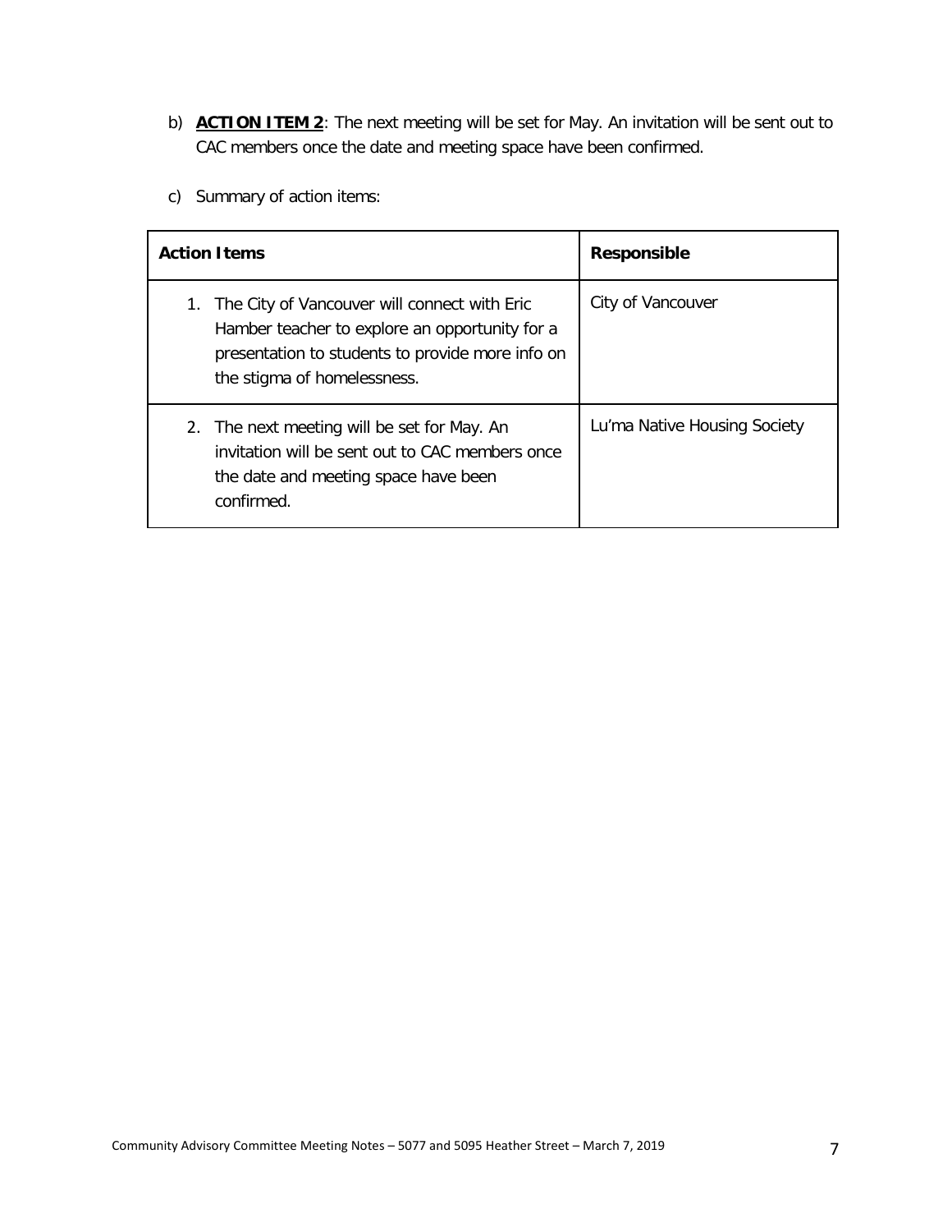b) **<u>ACTION ITEM 2</u>**: The next meeting will be set for May. An invitation will be sent out to CAC members once the date and meeting space have been confirmed.

c) Summary of action items:

| Action Items | Responsible |
|---|---|
| 1. The City of Vancouver will connect with Eric Hamber teacher to explore an opportunity for a presentation to students to provide more info on the stigma of homelessness. | City of Vancouver |
| 2. The next meeting will be set for May. An invitation will be sent out to CAC members once the date and meeting space have been confirmed. | Lu'ma Native Housing Society |